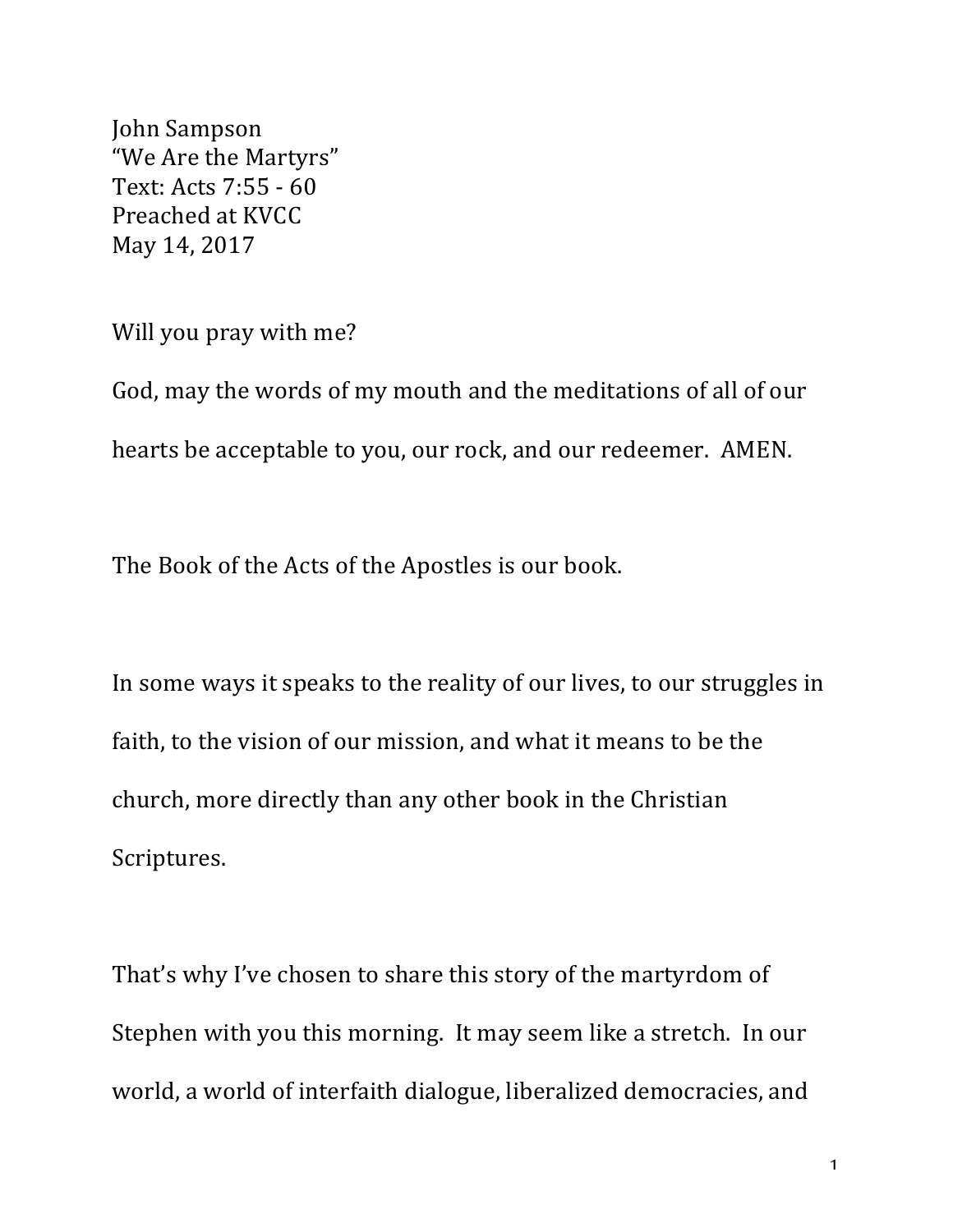John Sampson
"We Are the Martyrs"
Text: Acts 7:55 - 60
Preached at KVCC
May 14, 2017

Will you pray with me?

God, may the words of my mouth and the meditations of all of our hearts be acceptable to you, our rock, and our redeemer. AMEN.

The Book of the Acts of the Apostles is our book.

In some ways it speaks to the reality of our lives, to our struggles in faith, to the vision of our mission, and what it means to be the church, more directly than any other book in the Christian Scriptures.

That's why I've chosen to share this story of the martyrdom of Stephen with you this morning. It may seem like a stretch. In our world, a world of interfaith dialogue, liberalized democracies, and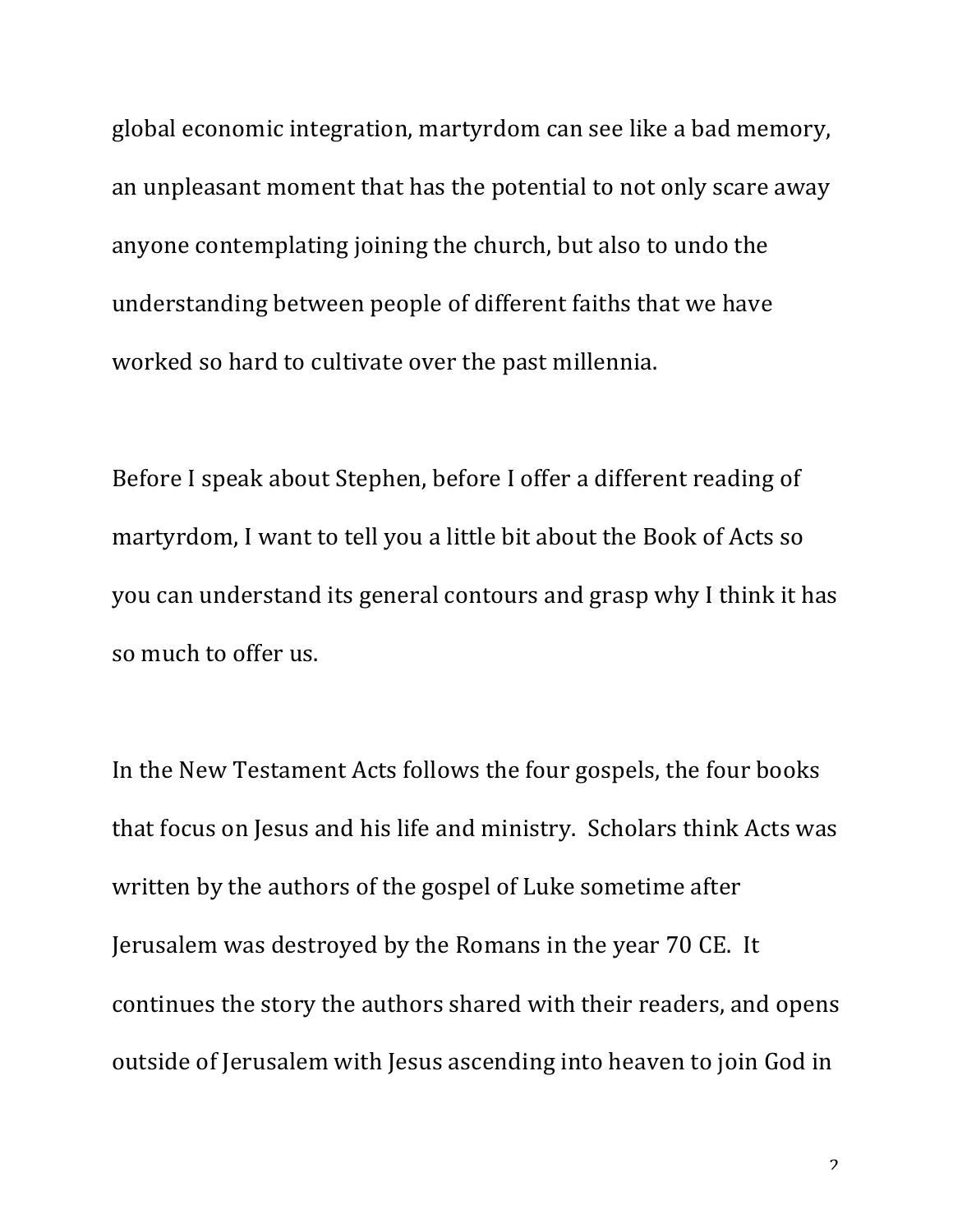global economic integration, martyrdom can see like a bad memory, an unpleasant moment that has the potential to not only scare away anyone contemplating joining the church, but also to undo the understanding between people of different faiths that we have worked so hard to cultivate over the past millennia.

Before I speak about Stephen, before I offer a different reading of martyrdom, I want to tell you a little bit about the Book of Acts so you can understand its general contours and grasp why I think it has so much to offer us.

In the New Testament Acts follows the four gospels, the four books that focus on Jesus and his life and ministry. Scholars think Acts was written by the authors of the gospel of Luke sometime after Jerusalem was destroyed by the Romans in the year 70 CE. It continues the story the authors shared with their readers, and opens outside of Jerusalem with Jesus ascending into heaven to join God in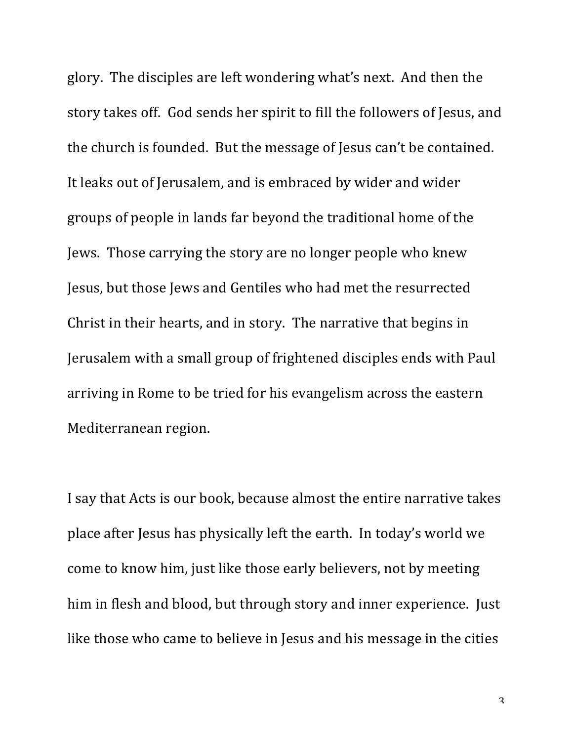glory. The disciples are left wondering what's next. And then the story takes off. God sends her spirit to fill the followers of Jesus, and the church is founded. But the message of Jesus can't be contained. It leaks out of Jerusalem, and is embraced by wider and wider groups of people in lands far beyond the traditional home of the Jews. Those carrying the story are no longer people who knew Jesus, but those Jews and Gentiles who had met the resurrected Christ in their hearts, and in story. The narrative that begins in Jerusalem with a small group of frightened disciples ends with Paul arriving in Rome to be tried for his evangelism across the eastern Mediterranean region.

I say that Acts is our book, because almost the entire narrative takes place after Jesus has physically left the earth. In today's world we come to know him, just like those early believers, not by meeting him in flesh and blood, but through story and inner experience. Just like those who came to believe in Jesus and his message in the cities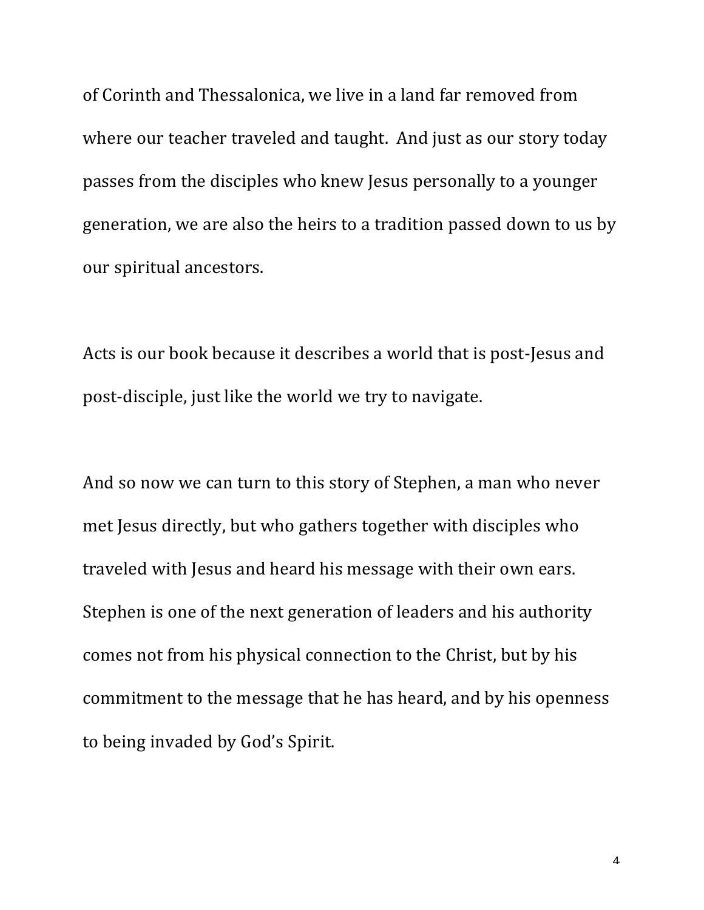of Corinth and Thessalonica, we live in a land far removed from where our teacher traveled and taught. And just as our story today passes from the disciples who knew Jesus personally to a younger generation, we are also the heirs to a tradition passed down to us by our spiritual ancestors.

Acts is our book because it describes a world that is post-Jesus and post-disciple, just like the world we try to navigate.

And so now we can turn to this story of Stephen, a man who never met Jesus directly, but who gathers together with disciples who traveled with Jesus and heard his message with their own ears. Stephen is one of the next generation of leaders and his authority comes not from his physical connection to the Christ, but by his commitment to the message that he has heard, and by his openness to being invaded by God's Spirit.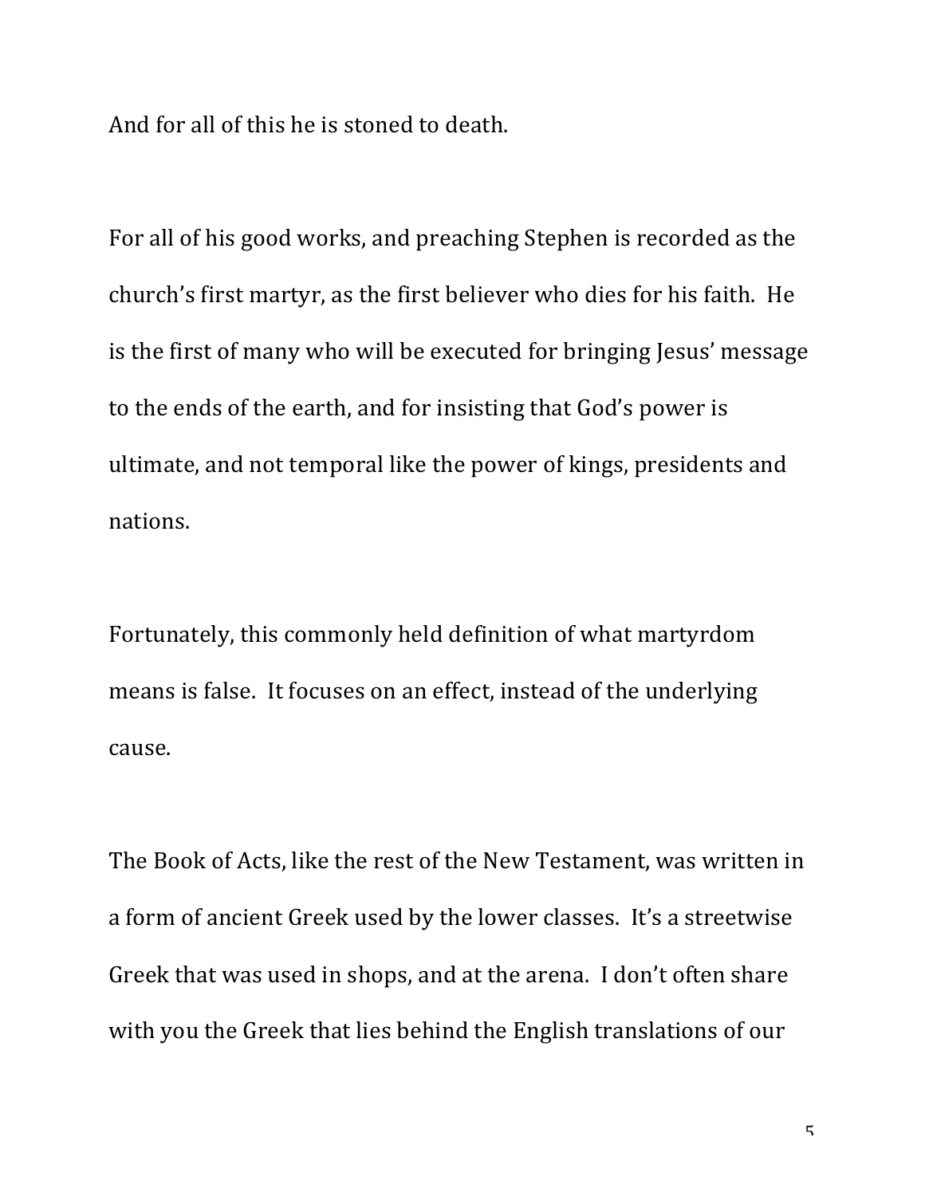And for all of this he is stoned to death.

For all of his good works, and preaching Stephen is recorded as the church's first martyr, as the first believer who dies for his faith. He is the first of many who will be executed for bringing Jesus' message to the ends of the earth, and for insisting that God's power is ultimate, and not temporal like the power of kings, presidents and nations.

Fortunately, this commonly held definition of what martyrdom means is false. It focuses on an effect, instead of the underlying cause.

The Book of Acts, like the rest of the New Testament, was written in a form of ancient Greek used by the lower classes. It's a streetwise Greek that was used in shops, and at the arena. I don't often share with you the Greek that lies behind the English translations of our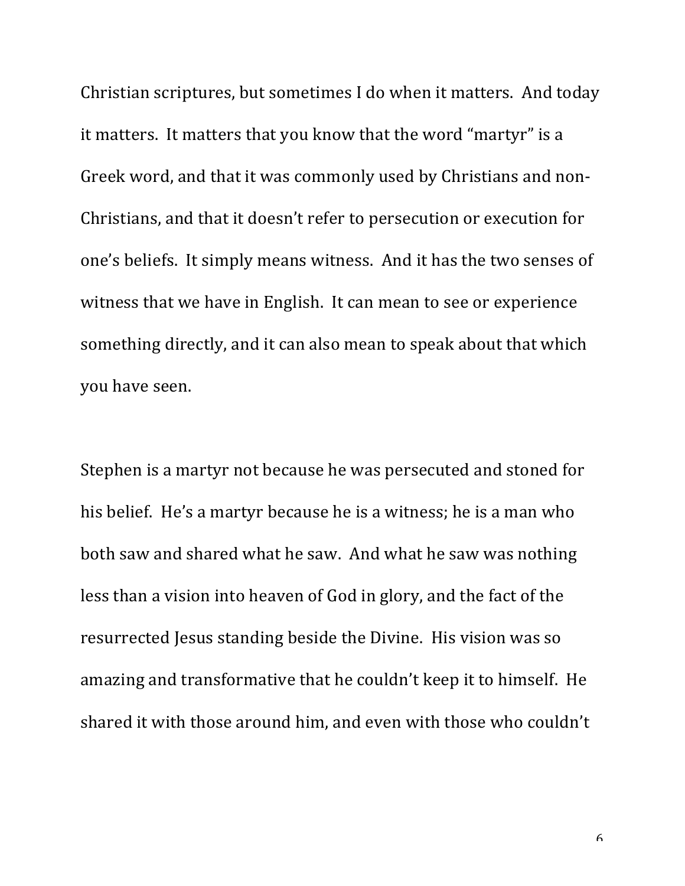Christian scriptures, but sometimes I do when it matters. And today it matters. It matters that you know that the word "martyr" is a Greek word, and that it was commonly used by Christians and non-Christians, and that it doesn't refer to persecution or execution for one's beliefs. It simply means witness. And it has the two senses of witness that we have in English. It can mean to see or experience something directly, and it can also mean to speak about that which you have seen.

Stephen is a martyr not because he was persecuted and stoned for his belief. He's a martyr because he is a witness; he is a man who both saw and shared what he saw. And what he saw was nothing less than a vision into heaven of God in glory, and the fact of the resurrected Jesus standing beside the Divine. His vision was so amazing and transformative that he couldn't keep it to himself. He shared it with those around him, and even with those who couldn't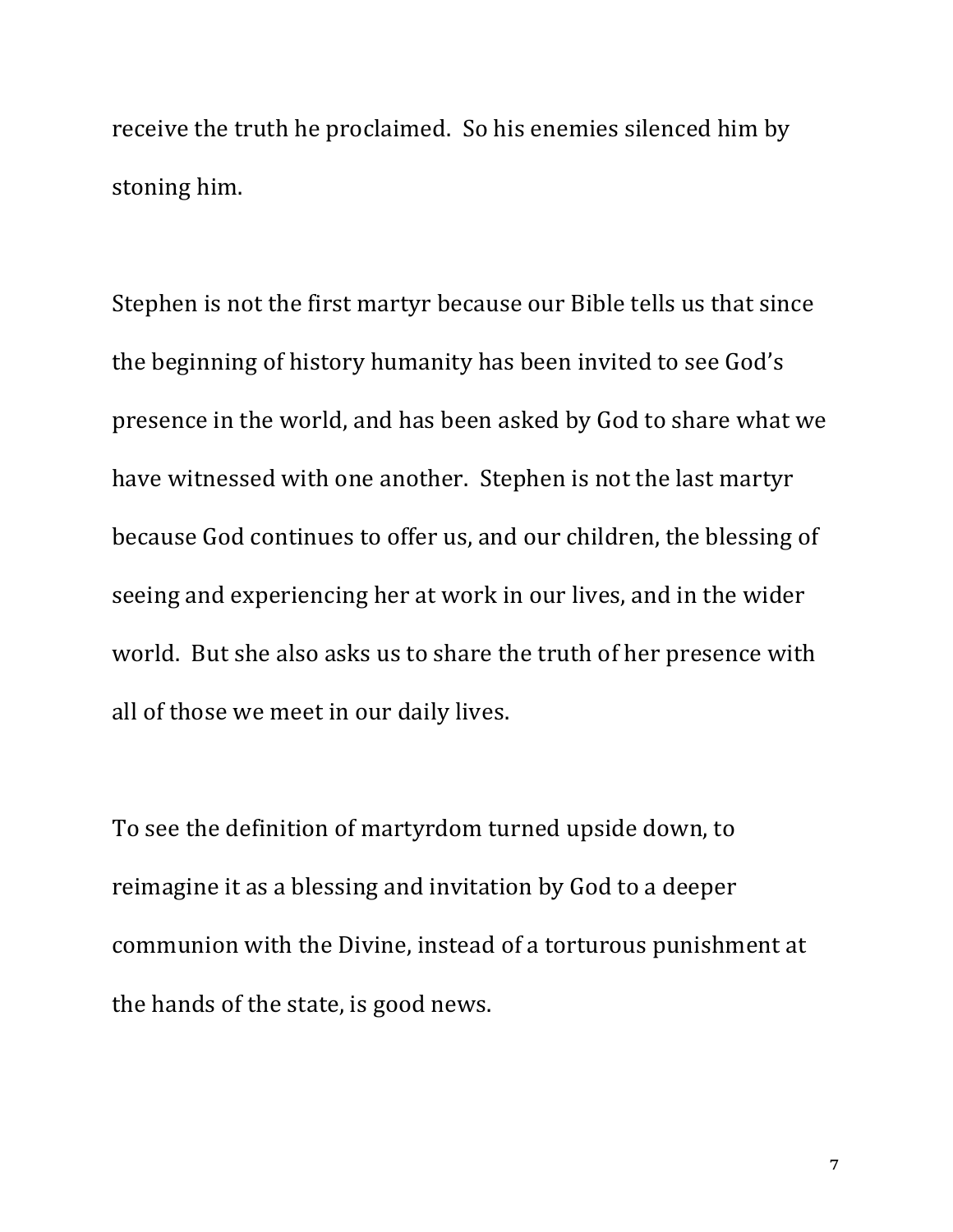receive the truth he proclaimed. So his enemies silenced him by stoning him.

Stephen is not the first martyr because our Bible tells us that since the beginning of history humanity has been invited to see God's presence in the world, and has been asked by God to share what we have witnessed with one another. Stephen is not the last martyr because God continues to offer us, and our children, the blessing of seeing and experiencing her at work in our lives, and in the wider world. But she also asks us to share the truth of her presence with all of those we meet in our daily lives.

To see the definition of martyrdom turned upside down, to reimagine it as a blessing and invitation by God to a deeper communion with the Divine, instead of a torturous punishment at the hands of the state, is good news.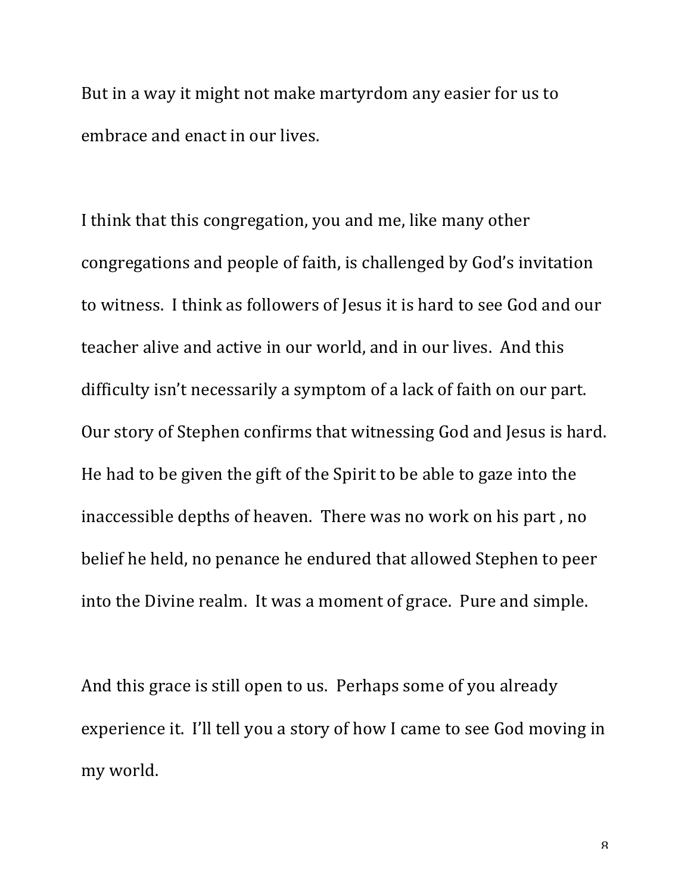But in a way it might not make martyrdom any easier for us to embrace and enact in our lives.

I think that this congregation, you and me, like many other congregations and people of faith, is challenged by God's invitation to witness. I think as followers of Jesus it is hard to see God and our teacher alive and active in our world, and in our lives. And this difficulty isn't necessarily a symptom of a lack of faith on our part. Our story of Stephen confirms that witnessing God and Jesus is hard. He had to be given the gift of the Spirit to be able to gaze into the inaccessible depths of heaven. There was no work on his part , no belief he held, no penance he endured that allowed Stephen to peer into the Divine realm. It was a moment of grace. Pure and simple.

And this grace is still open to us. Perhaps some of you already experience it. I'll tell you a story of how I came to see God moving in my world.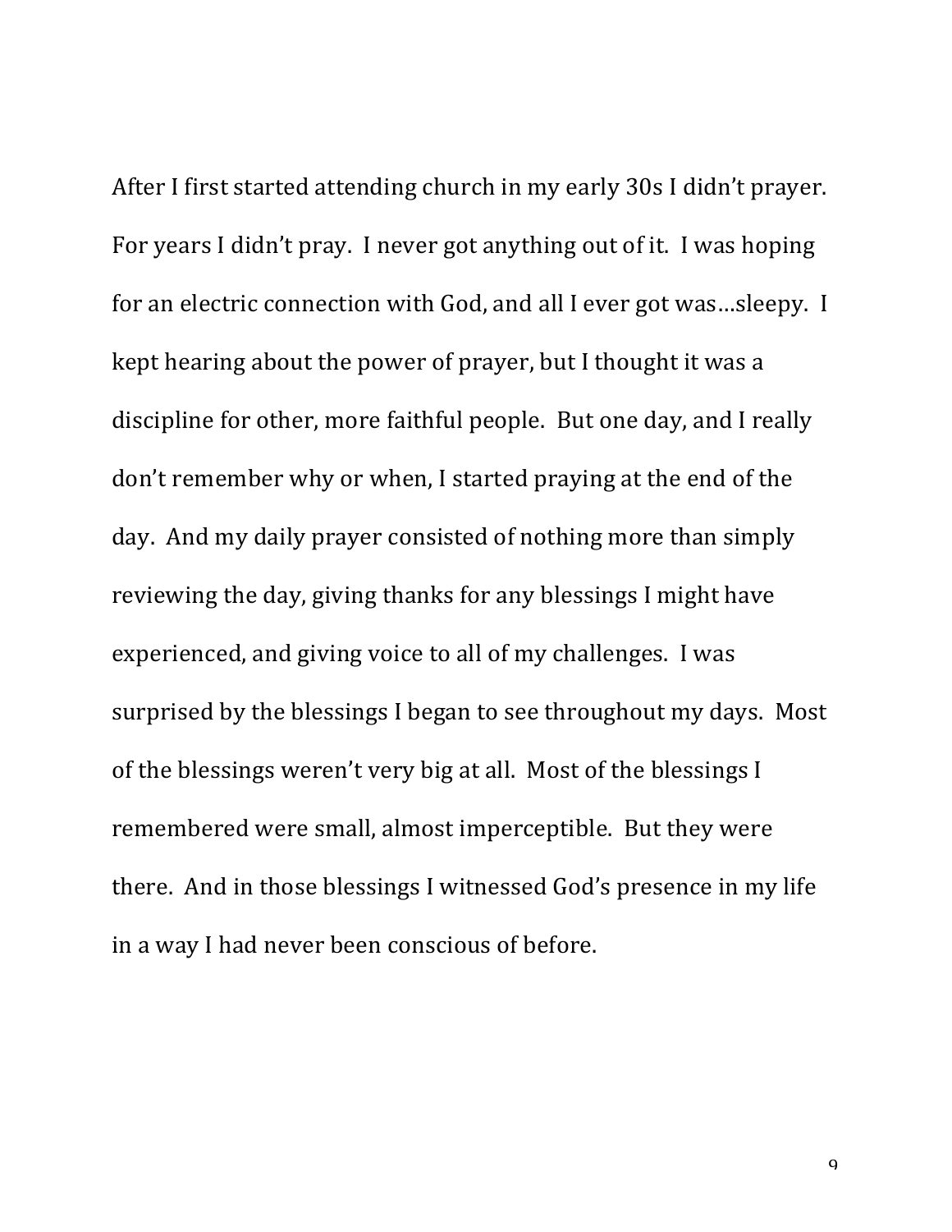After I first started attending church in my early 30s I didn't prayer. For years I didn't pray. I never got anything out of it. I was hoping for an electric connection with God, and all I ever got was…sleepy. I kept hearing about the power of prayer, but I thought it was a discipline for other, more faithful people. But one day, and I really don't remember why or when, I started praying at the end of the day. And my daily prayer consisted of nothing more than simply reviewing the day, giving thanks for any blessings I might have experienced, and giving voice to all of my challenges. I was surprised by the blessings I began to see throughout my days. Most of the blessings weren't very big at all. Most of the blessings I remembered were small, almost imperceptible. But they were there. And in those blessings I witnessed God's presence in my life in a way I had never been conscious of before.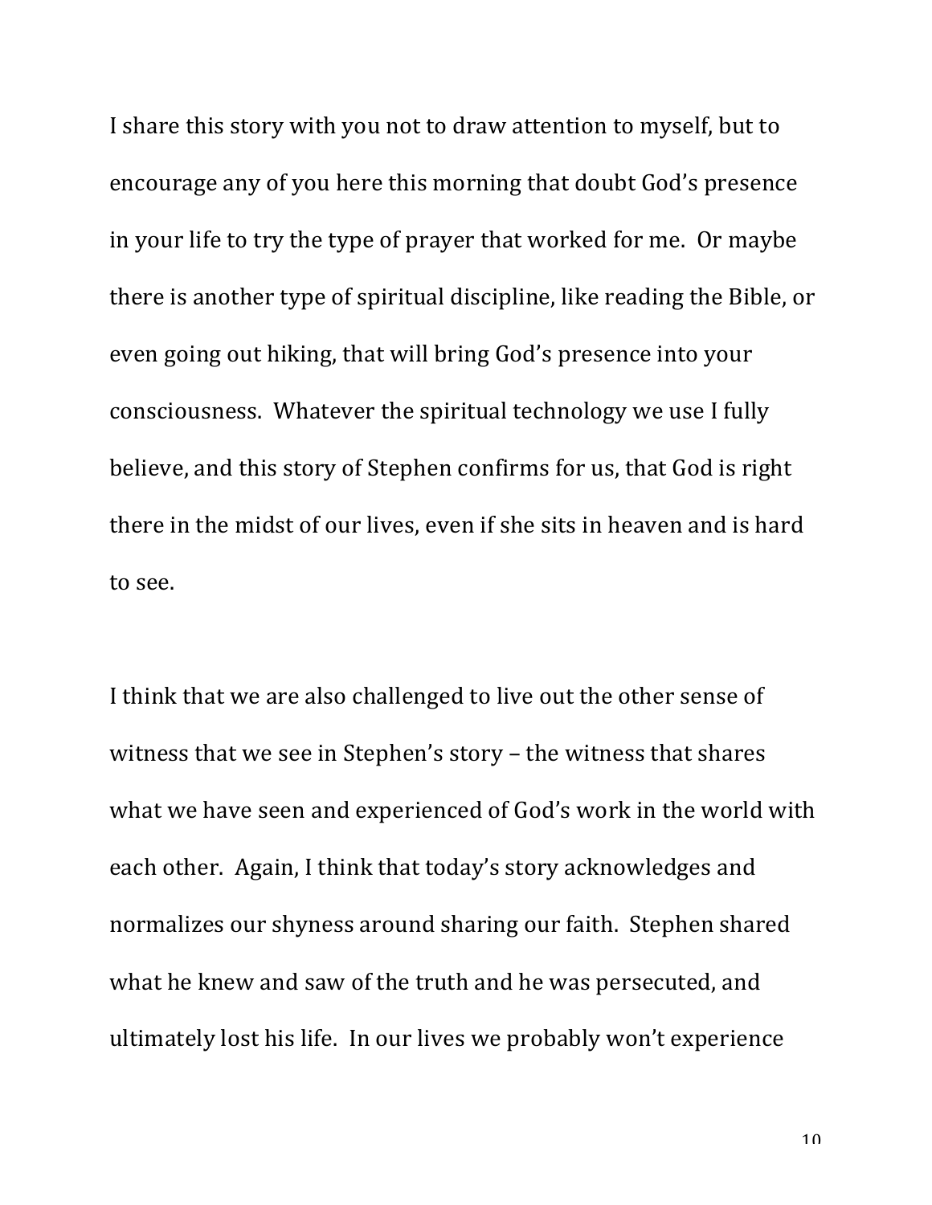I share this story with you not to draw attention to myself, but to encourage any of you here this morning that doubt God's presence in your life to try the type of prayer that worked for me. Or maybe there is another type of spiritual discipline, like reading the Bible, or even going out hiking, that will bring God's presence into your consciousness. Whatever the spiritual technology we use I fully believe, and this story of Stephen confirms for us, that God is right there in the midst of our lives, even if she sits in heaven and is hard to see.

I think that we are also challenged to live out the other sense of witness that we see in Stephen's story – the witness that shares what we have seen and experienced of God's work in the world with each other. Again, I think that today's story acknowledges and normalizes our shyness around sharing our faith. Stephen shared what he knew and saw of the truth and he was persecuted, and ultimately lost his life. In our lives we probably won't experience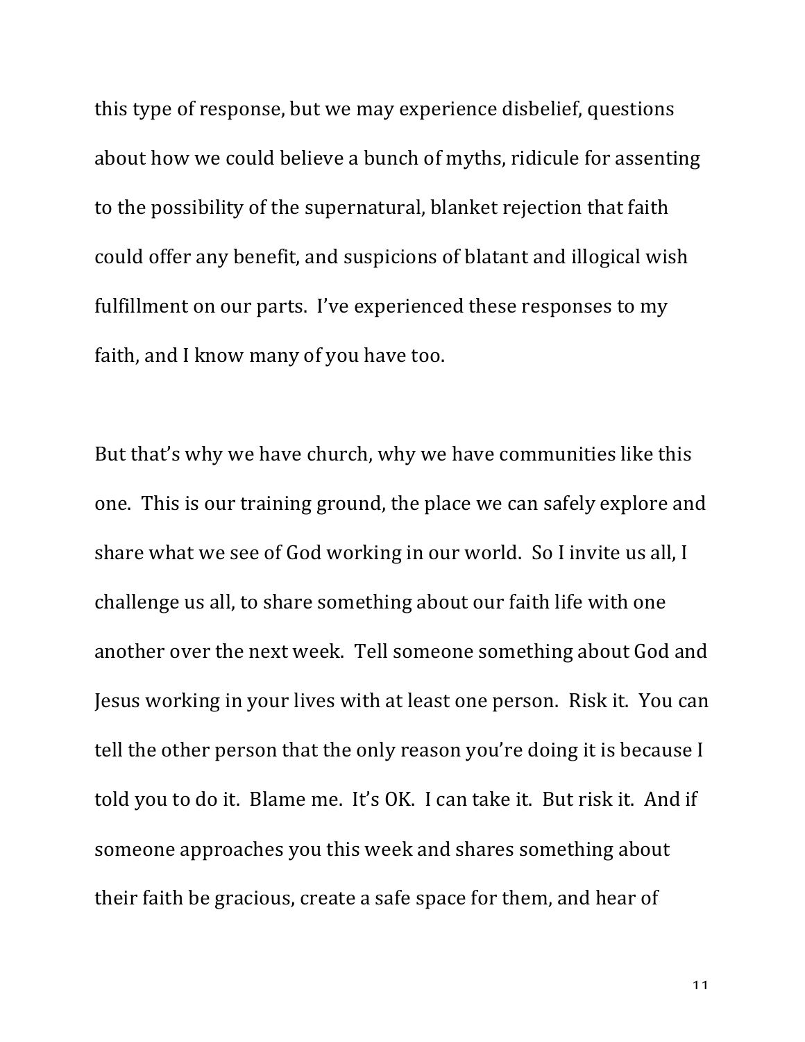this type of response, but we may experience disbelief, questions about how we could believe a bunch of myths, ridicule for assenting to the possibility of the supernatural, blanket rejection that faith could offer any benefit, and suspicions of blatant and illogical wish fulfillment on our parts. I've experienced these responses to my faith, and I know many of you have too.

But that's why we have church, why we have communities like this one. This is our training ground, the place we can safely explore and share what we see of God working in our world. So I invite us all, I challenge us all, to share something about our faith life with one another over the next week. Tell someone something about God and Jesus working in your lives with at least one person. Risk it. You can tell the other person that the only reason you're doing it is because I told you to do it. Blame me. It's OK. I can take it. But risk it. And if someone approaches you this week and shares something about their faith be gracious, create a safe space for them, and hear of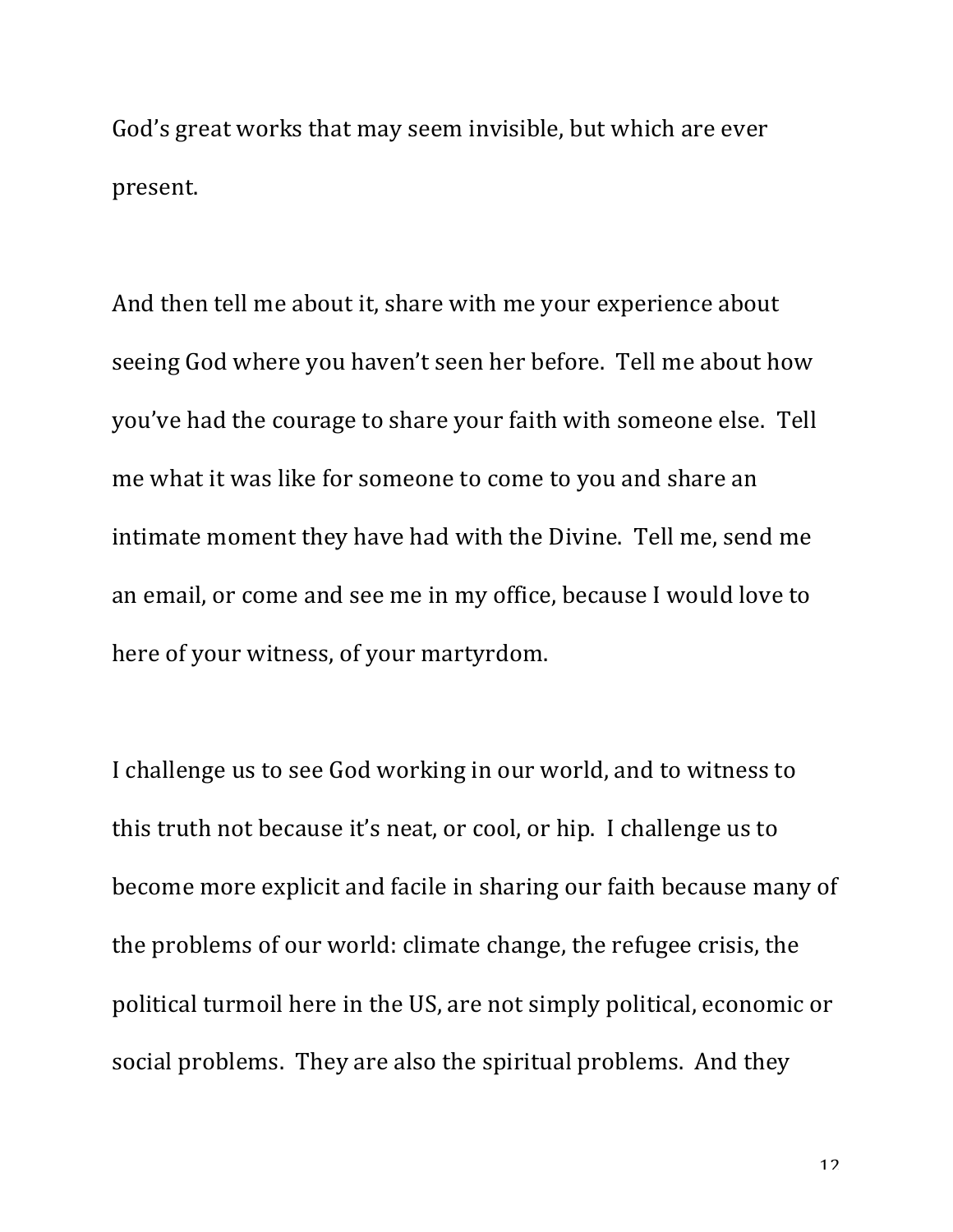God's great works that may seem invisible, but which are ever present.

And then tell me about it, share with me your experience about seeing God where you haven't seen her before. Tell me about how you've had the courage to share your faith with someone else. Tell me what it was like for someone to come to you and share an intimate moment they have had with the Divine. Tell me, send me an email, or come and see me in my office, because I would love to here of your witness, of your martyrdom.

I challenge us to see God working in our world, and to witness to this truth not because it's neat, or cool, or hip. I challenge us to become more explicit and facile in sharing our faith because many of the problems of our world: climate change, the refugee crisis, the political turmoil here in the US, are not simply political, economic or social problems. They are also the spiritual problems. And they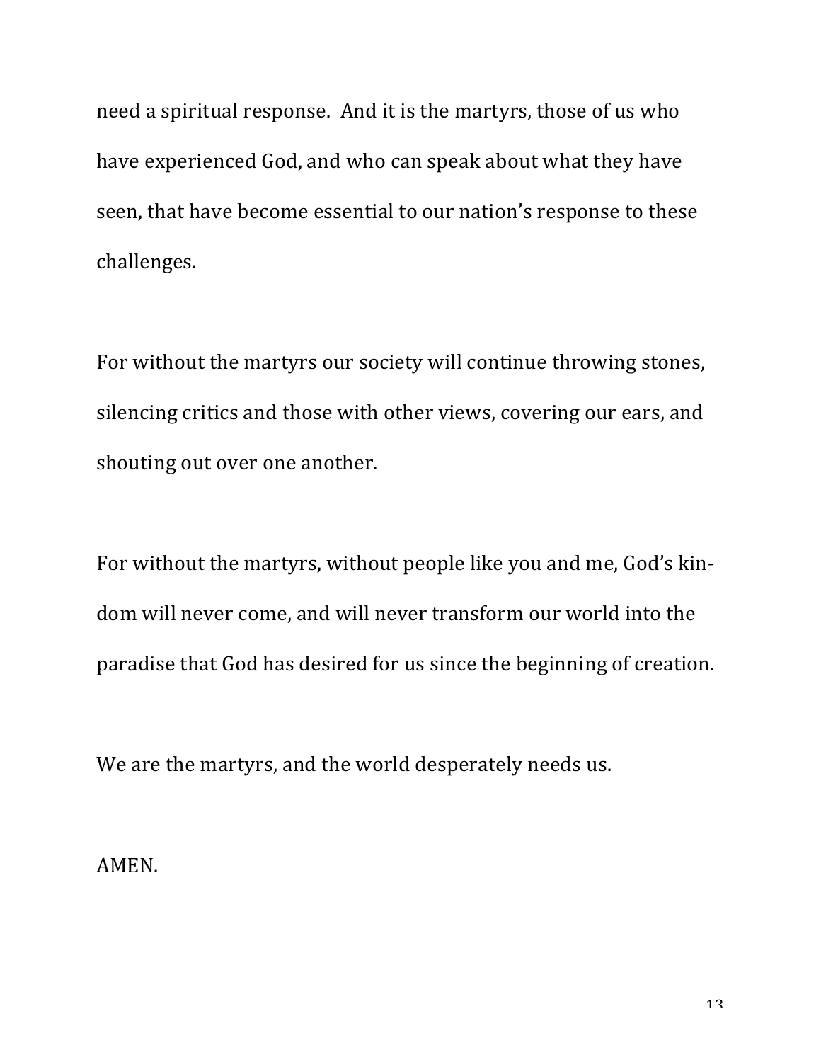need a spiritual response. And it is the martyrs, those of us who have experienced God, and who can speak about what they have seen, that have become essential to our nation's response to these challenges.

For without the martyrs our society will continue throwing stones, silencing critics and those with other views, covering our ears, and shouting out over one another.

For without the martyrs, without people like you and me, God's kin-dom will never come, and will never transform our world into the paradise that God has desired for us since the beginning of creation.

We are the martyrs, and the world desperately needs us.

AMEN.